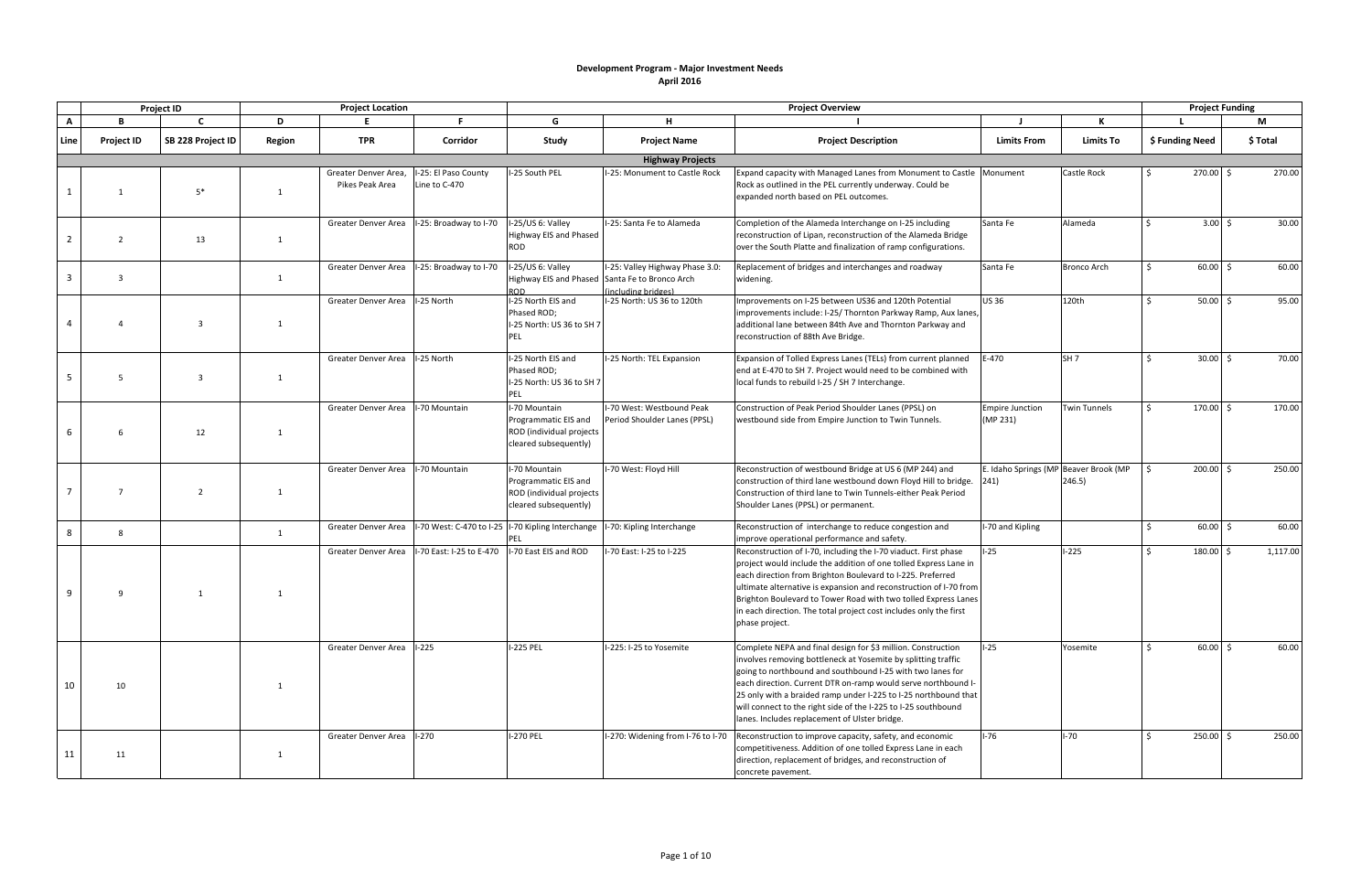# Development Program - Major Investment Needs

## April 2016

| | Project ID | | Project Location | | | Project Overview | | | | | Project Funding | |
|---|---|---|---|---|---|---|---|---|---|---|---|---|
| A | B | C | D | E | F | G | H | I | J | K | L | M |
| Line | Project ID | SB 228 Project ID | Region | TPR | Corridor | Study | Project Name | Project Description | Limits From | Limits To | $ Funding Need | $ Total |
| | | | | | | | Highway Projects | | | | | |
| 1 | 1 | 5* | 1 | Greater Denver Area, Pikes Peak Area | I-25: El Paso County Line to C-470 | I-25 South PEL | I-25: Monument to Castle Rock | Expand capacity with Managed Lanes from Monument to Castle Rock as outlined in the PEL currently underway. Could be expanded north based on PEL outcomes. | Monument | Castle Rock | $ 270.00 | $ 270.00 |
| 2 | 2 | 13 | 1 | Greater Denver Area | I-25: Broadway to I-70 | I-25/US 6: Valley Highway EIS and Phased ROD | I-25: Santa Fe to Alameda | Completion of the Alameda Interchange on I-25 including reconstruction of Lipan, reconstruction of the Alameda Bridge over the South Platte and finalization of ramp configurations. | Santa Fe | Alameda | $ 3.00 | $ 30.00 |
| 3 | 3 | | 1 | Greater Denver Area | I-25: Broadway to I-70 | I-25/US 6: Valley Highway EIS and Phased ROD | I-25: Valley Highway Phase 3.0: Santa Fe to Bronco Arch (including bridges) | Replacement of bridges and interchanges and roadway widening. | Santa Fe | Bronco Arch | $ 60.00 | $ 60.00 |
| 4 | 4 | 3 | 1 | Greater Denver Area | I-25 North | I-25 North EIS and Phased ROD; I-25 North: US 36 to SH 7 PEL | I-25 North: US 36 to 120th | Improvements on I-25 between US36 and 120th Potential improvements include: I-25/ Thornton Parkway Ramp, Aux lanes, additional lane between 84th Ave and Thornton Parkway and reconstruction of 88th Ave Bridge. | US 36 | 120th | $ 50.00 | $ 95.00 |
| 5 | 5 | 3 | 1 | Greater Denver Area | I-25 North | I-25 North EIS and Phased ROD; I-25 North: US 36 to SH 7 PEL | I-25 North: TEL Expansion | Expansion of Tolled Express Lanes (TELs) from current planned end at E-470 to SH 7. Project would need to be combined with local funds to rebuild I-25 / SH 7 Interchange. | E-470 | SH 7 | $ 30.00 | $ 70.00 |
| 6 | 6 | 12 | 1 | Greater Denver Area | I-70 Mountain | I-70 Mountain Programmatic EIS and ROD (individual projects cleared subsequently) | I-70 West: Westbound Peak Period Shoulder Lanes (PPSL) | Construction of Peak Period Shoulder Lanes (PPSL) on westbound side from Empire Junction to Twin Tunnels. | Empire Junction (MP 231) | Twin Tunnels | $ 170.00 | $ 170.00 |
| 7 | 7 | 2 | 1 | Greater Denver Area | I-70 Mountain | I-70 Mountain Programmatic EIS and ROD (individual projects cleared subsequently) | I-70 West: Floyd Hill | Reconstruction of westbound Bridge at US 6 (MP 244) and construction of third lane westbound down Floyd Hill to bridge. Construction of third lane to Twin Tunnels-either Peak Period Shoulder Lanes (PPSL) or permanent. | E. Idaho Springs (MP 241) | Beaver Brook (MP 246.5) | $ 200.00 | $ 250.00 |
| 8 | 8 | | 1 | Greater Denver Area | I-70 West: C-470 to I-25 | I-70 Kipling Interchange PEL | I-70: Kipling Interchange | Reconstruction of interchange to reduce congestion and improve operational performance and safety. | I-70 and Kipling | | $ 60.00 | $ 60.00 |
| 9 | 9 | 1 | 1 | Greater Denver Area | I-70 East: I-25 to E-470 | I-70 East EIS and ROD | I-70 East: I-25 to I-225 | Reconstruction of I-70, including the I-70 viaduct. First phase project would include the addition of one tolled Express Lane in each direction from Brighton Boulevard to I-225. Preferred ultimate alternative is expansion and reconstruction of I-70 from Brighton Boulevard to Tower Road with two tolled Express Lanes in each direction. The total project cost includes only the first phase project. | I-25 | I-225 | $ 180.00 | $ 1,117.00 |
| 10 | 10 | | 1 | Greater Denver Area | I-225 | I-225 PEL | I-225: I-25 to Yosemite | Complete NEPA and final design for $3 million. Construction involves removing bottleneck at Yosemite by splitting traffic going to northbound and southbound I-25 with two lanes for each direction. Current DTR on-ramp would serve northbound I-25 only with a braided ramp under I-225 to I-25 northbound that will connect to the right side of the I-225 to I-25 southbound lanes. Includes replacement of Ulster bridge. | I-25 | Yosemite | $ 60.00 | $ 60.00 |
| 11 | 11 | | 1 | Greater Denver Area | I-270 | I-270 PEL | I-270: Widening from I-76 to I-70 | Reconstruction to improve capacity, safety, and economic competitiveness. Addition of one tolled Express Lane in each direction, replacement of bridges, and reconstruction of concrete pavement. | I-76 | I-70 | $ 250.00 | $ 250.00 |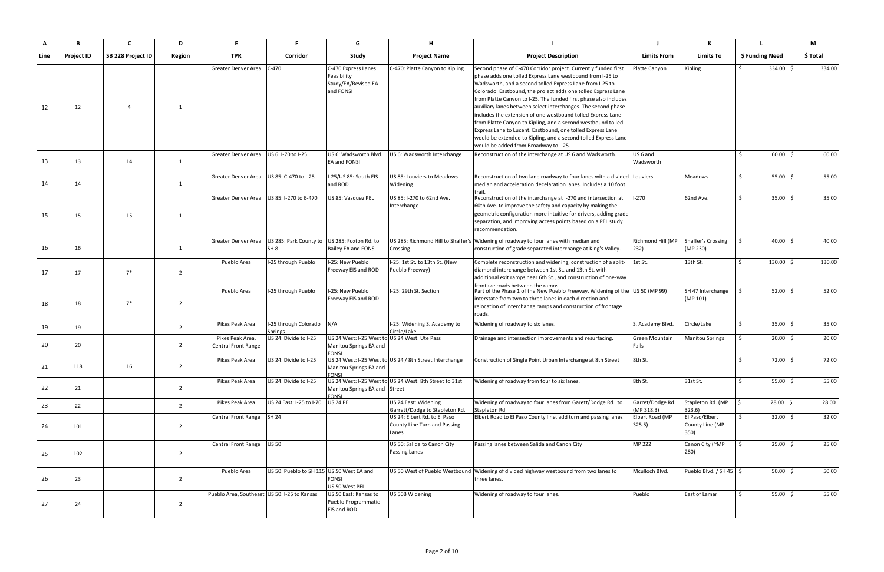| A | B | C | D | E | F | G | H | I | J | K | L | M |
|---|---|---|---|---|---|---|---|---|---|---|---|---|
| **Line** | **Project ID** | **SB 228 Project ID** | **Region** | **TPR** | **Corridor** | **Study** | **Project Name** | **Project Description** | **Limits From** | **Limits To** | **$ Funding Need** | **$ Total** |
| 12 | 12 | 4 | 1 | Greater Denver Area | C-470 | C-470 Express Lanes Feasibility Study/EA/Revised EA and FONSI | C-470: Platte Canyon to Kipling | Second phase of C-470 Corridor project. Currently funded first phase adds one tolled Express Lane westbound from I-25 to Wadsworth, and a second tolled Express Lane from I-25 to Colorado. Eastbound, the project adds one tolled Express Lane from Platte Canyon to I-25. The funded first phase also includes auxiliary lanes between select interchanges. The second phase includes the extension of one westbound tolled Express Lane from Platte Canyon to Kipling, and a second westbound tolled Express Lane to Lucent. Eastbound, one tolled Express Lane would be extended to Kipling, and a second tolled Express Lane would be added from Broadway to I-25. | Platte Canyon | Kipling | $ 334.00 | $ 334.00 |
| 13 | 13 | 14 | 1 | Greater Denver Area | US 6: I-70 to I-25 | US 6: Wadsworth Blvd. EA and FONSI | US 6: Wadsworth Interchange | Reconstruction of the interchange at US 6 and Wadsworth. | US 6 and Wadsworth | | $ 60.00 | $ 60.00 |
| 14 | 14 | | 1 | Greater Denver Area | US 85: C-470 to I-25 | I-25/US 85: South EIS and ROD | US 85: Louviers to Meadows Widening | Reconstruction of two lane roadway to four lanes with a divided median and acceleration.decelaration lanes. Includes a 10 foot trail. | Louviers | Meadows | $ 55.00 | $ 55.00 |
| 15 | 15 | 15 | 1 | Greater Denver Area | US 85: I-270 to E-470 | US 85: Vasquez PEL | US 85: I-270 to 62nd Ave. Interchange | Reconstruction of the interchange at I-270 and intersection at 60th Ave. to improve the safety and capacity by making the geometric configuration more intuitive for drivers, adding grade separation, and improving access points based on a PEL study recommendation. | I-270 | 62nd Ave. | $ 35.00 | $ 35.00 |
| 16 | 16 | | 1 | Greater Denver Area | US 285: Park County to SH 8 | US 285: Foxton Rd. to Bailey EA and FONSI | US 285: Richmond Hill to Shaffer's Crossing | Widening of roadway to four lanes with median and construction of grade separated interchange at King's Valley. | Richmond Hill (MP 232) | Shaffer's Crossing (MP 230) | $ 40.00 | $ 40.00 |
| 17 | 17 | 7* | 2 | Pueblo Area | I-25 through Pueblo | I-25: New Pueblo Freeway EIS and ROD | I-25: 1st St. to 13th St. (New Pueblo Freeway) | Complete reconstruction and widening, construction of a split-diamond interchange between 1st St. and 13th St. with additional exit ramps near 6th St., and construction of one-way frontage roads between the ramps. | 1st St. | 13th St. | $ 130.00 | $ 130.00 |
| 18 | 18 | 7* | 2 | Pueblo Area | I-25 through Pueblo | I-25: New Pueblo Freeway EIS and ROD | I-25: 29th St. Section | Part of the Phase 1 of the New Pueblo Freeway. Widening of the interstate from two to three lanes in each direction and relocation of interchange ramps and construction of frontage roads. | US 50 (MP 99) | SH 47 Interchange (MP 101) | $ 52.00 | $ 52.00 |
| 19 | 19 | | 2 | Pikes Peak Area | I-25 through Colorado Springs | N/A | I-25: Widening S. Academy to Circle/Lake | Widening of roadway to six lanes. | S. Academy Blvd. | Circle/Lake | $ 35.00 | $ 35.00 |
| 20 | 20 | | 2 | Pikes Peak Area, Central Front Range | US 24: Divide to I-25 | US 24 West: I-25 West to Manitou Springs EA and FONSI | US 24 West: Ute Pass | Drainage and intersection improvements and resurfacing. | Green Mountain Falls | Manitou Springs | $ 20.00 | $ 20.00 |
| 21 | 118 | 16 | 2 | Pikes Peak Area | US 24: Divide to I-25 | US 24 West: I-25 West to Manitou Springs EA and FONSI | US 24 / 8th Street Interchange | Construction of Single Point Urban Interchange at 8th Street | 8th St. | | $ 72.00 | $ 72.00 |
| 22 | 21 | | 2 | Pikes Peak Area | US 24: Divide to I-25 | US 24 West: I-25 West to Manitou Springs EA and FONSI | US 24 West: 8th Street to 31st Street | Widening of roadway from four to six lanes. | 8th St. | 31st St. | $ 55.00 | $ 55.00 |
| 23 | 22 | | 2 | Pikes Peak Area | US 24 East: I-25 to I-70 | US 24 PEL | US 24 East: Widening Garrett/Dodge to Stapleton Rd. | Widening of roadway to four lanes from Garett/Dodge Rd. to Stapleton Rd. | Garret/Dodge Rd. (MP 318.3) | Stapleton Rd. (MP 323.6) | $ 28.00 | $ 28.00 |
| 24 | 101 | | 2 | Central Front Range | SH 24 | | US 24: Elbert Rd. to El Paso County Line Turn and Passing Lanes | Elbert Road to El Paso County line, add turn and passing lanes | Elbert Road (MP 325.5) | El Paso/Elbert County Line (MP 350) | $ 32.00 | $ 32.00 |
| 25 | 102 | | 2 | Central Front Range | US 50 | | US 50: Salida to Canon City Passing Lanes | Passing lanes between Salida and Canon City | MP 222 | Canon City (~MP 280) | $ 25.00 | $ 25.00 |
| 26 | 23 | | 2 | Pueblo Area | US 50: Pueblo to SH 115 | US 50 West EA and FONSI US 50 West PEL | US 50 West of Pueblo Westbound | Widening of divided highway westbound from two lanes to three lanes. | Mculloch Blvd. | Pueblo Blvd. / SH 45 | $ 50.00 | $ 50.00 |
| 27 | 24 | | 2 | Pueblo Area, Southeast | US 50: I-25 to Kansas | US 50 East: Kansas to Pueblo Programmatic EIS and ROD | US 50B Widening | Widening of roadway to four lanes. | Pueblo | East of Lamar | $ 55.00 | $ 55.00 |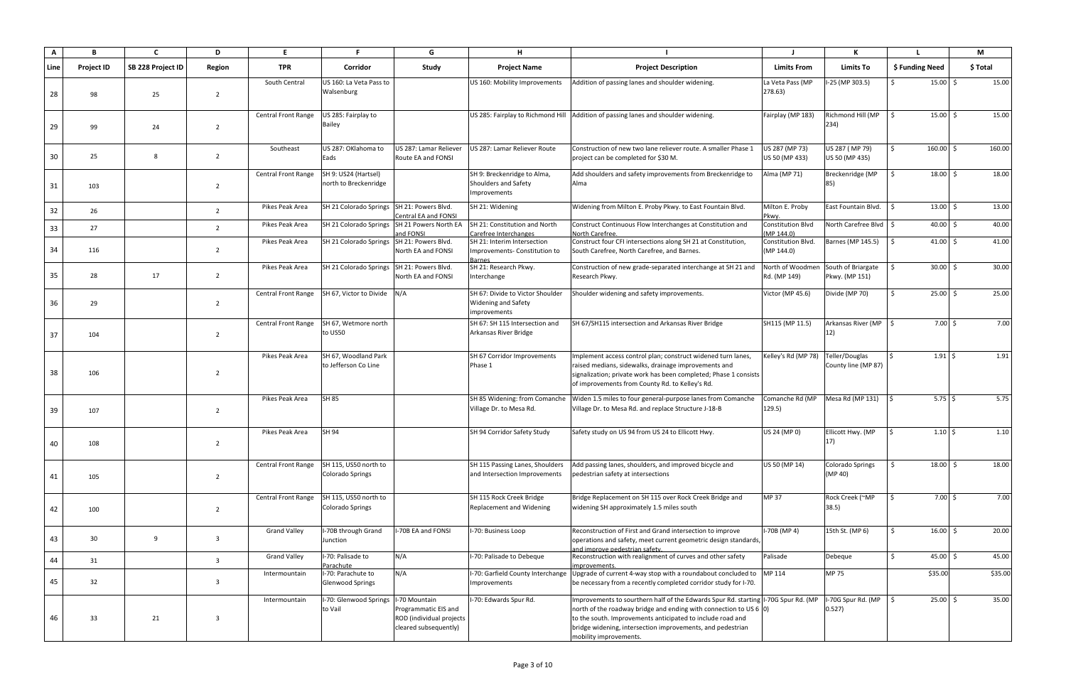| A | B | C | D | E | F | G | H | I | J | K | L | M |
|---|---|---|---|---|---|---|---|---|---|---|---|---|
| **Line** | **Project ID** | **SB 228 Project ID** | **Region** | **TPR** | **Corridor** | **Study** | **Project Name** | **Project Description** | **Limits From** | **Limits To** | **$ Funding Need** | **$ Total** |
| 28 | 98 | 25 | 2 | South Central | US 160: La Veta Pass to Walsenburg | | US 160: Mobility Improvements | Addition of passing lanes and shoulder widening. | La Veta Pass (MP 278.63) | I-25 (MP 303.5) | $ 15.00 | $ 15.00 |
| 29 | 99 | 24 | 2 | Central Front Range | US 285: Fairplay to Bailey | | US 285: Fairplay to Richmond Hill | Addition of passing lanes and shoulder widening. | Fairplay (MP 183) | Richmond Hill (MP 234) | $ 15.00 | $ 15.00 |
| 30 | 25 | 8 | 2 | Southeast | US 287: OKlahoma to Eads | US 287: Lamar Reliever Route EA and FONSI | US 287: Lamar Reliever Route | Construction of new two lane reliever route. A smaller Phase 1 project can be completed for $30 M. | US 287 (MP 73) US 50 (MP 433) | US 287 ( MP 79) US 50 (MP 435) | $ 160.00 | $ 160.00 |
| 31 | 103 | | 2 | Central Front Range | SH 9: US24 (Hartsel) north to Breckenridge | | SH 9: Breckenridge to Alma, Shoulders and Safety Improvements | Add shoulders and safety improvements from Breckenridge to Alma | Alma (MP 71) | Breckenridge (MP 85) | $ 18.00 | $ 18.00 |
| 32 | 26 | | 2 | Pikes Peak Area | SH 21 Colorado Springs | SH 21: Powers Blvd. Central EA and FONSI | SH 21: Widening | Widening from Milton E. Proby Pkwy. to East Fountain Blvd. | Milton E. Proby Pkwy. | East Fountain Blvd. | $ 13.00 | $ 13.00 |
| 33 | 27 | | 2 | Pikes Peak Area | SH 21 Colorado Springs | SH 21 Powers North EA and FONSI | SH 21: Constitution and North Carefree Interchanges | Construct Continuous Flow Interchanges at Constitution and North Carefree. | Constitution Blvd (MP 144.0) | North Carefree Blvd | $ 40.00 | $ 40.00 |
| 34 | 116 | | 2 | Pikes Peak Area | SH 21 Colorado Springs | SH 21: Powers Blvd. North EA and FONSI | SH 21: Interim Intersection Improvements- Constitution to Barnes | Construct four CFI intersections along SH 21 at Constitution, South Carefree, North Carefree, and Barnes. | Constitution Blvd. (MP 144.0) | Barnes (MP 145.5) | $ 41.00 | $ 41.00 |
| 35 | 28 | 17 | 2 | Pikes Peak Area | SH 21 Colorado Springs | SH 21: Powers Blvd. North EA and FONSI | SH 21: Research Pkwy. Interchange | Construction of new grade-separated interchange at SH 21 and Research Pkwy. | North of Woodmen Rd. (MP 149) | South of Briargate Pkwy. (MP 151) | $ 30.00 | $ 30.00 |
| 36 | 29 | | 2 | Central Front Range | SH 67, Victor to Divide | N/A | SH 67: Divide to Victor Shoulder Widening and Safety improvements | Shoulder widening and safety improvements. | Victor (MP 45.6) | Divide (MP 70) | $ 25.00 | $ 25.00 |
| 37 | 104 | | 2 | Central Front Range | SH 67, Wetmore north to US50 | | SH 67: SH 115 Intersection and Arkansas River Bridge | SH 67/SH115 intersection and Arkansas River Bridge | SH115 (MP 11.5) | Arkansas River (MP 12) | $ 7.00 | $ 7.00 |
| 38 | 106 | | 2 | Pikes Peak Area | SH 67, Woodland Park to Jefferson Co Line | | SH 67 Corridor Improvements Phase 1 | Implement access control plan; construct widened turn lanes, raised medians, sidewalks, drainage improvements and signalization; private work has been completed; Phase 1 consists of improvements from County Rd. to Kelley's Rd. | Kelley's Rd (MP 78) | Teller/Douglas County line (MP 87) | $ 1.91 | $ 1.91 |
| 39 | 107 | | 2 | Pikes Peak Area | SH 85 | | SH 85 Widening: from Comanche Village Dr. to Mesa Rd. | Widen 1.5 miles to four general-purpose lanes from Comanche Village Dr. to Mesa Rd. and replace Structure J-18-B | Comanche Rd (MP 129.5) | Mesa Rd (MP 131) | $ 5.75 | $ 5.75 |
| 40 | 108 | | 2 | Pikes Peak Area | SH 94 | | SH 94 Corridor Safety Study | Safety study on US 94 from US 24 to Ellicott Hwy. | US 24 (MP 0) | Ellicott Hwy. (MP 17) | $ 1.10 | $ 1.10 |
| 41 | 105 | | 2 | Central Front Range | SH 115, US50 north to Colorado Springs | | SH 115 Passing Lanes, Shoulders and Intersection Improvements | Add passing lanes, shoulders, and improved bicycle and pedestrian safety at intersections | US 50 (MP 14) | Colorado Springs (MP 40) | $ 18.00 | $ 18.00 |
| 42 | 100 | | 2 | Central Front Range | SH 115, US50 north to Colorado Springs | | SH 115 Rock Creek Bridge Replacement and Widening | Bridge Replacement on SH 115 over Rock Creek Bridge and widening SH approximately 1.5 miles south | MP 37 | Rock Creek (~MP 38.5) | $ 7.00 | $ 7.00 |
| 43 | 30 | 9 | 3 | Grand Valley | I-70B through Grand Junction | I-70B EA and FONSI | I-70: Business Loop | Reconstruction of First and Grand intersection to improve operations and safety, meet current geometric design standards, and improve pedestrian safety. | I-70B (MP 4) | 15th St. (MP 6) | $ 16.00 | $ 20.00 |
| 44 | 31 | | 3 | Grand Valley | I-70: Palisade to Parachute | N/A | I-70: Palisade to Debeque | Reconstruction with realignment of curves and other safety improvements. | Palisade | Debeque | $ 45.00 | $ 45.00 |
| 45 | 32 | | 3 | Intermountain | I-70: Parachute to Glenwood Springs | N/A | I-70: Garfield County Interchange Improvements | Upgrade of current 4-way stop with a roundabout concluded to be necessary from a recently completed corridor study for I-70. | MP 114 | MP 75 | $35.00 | $35.00 |
| 46 | 33 | 21 | 3 | Intermountain | I-70: Glenwood Springs to Vail | I-70 Mountain Programmatic EIS and ROD (individual projects cleared subsequently) | I-70: Edwards Spur Rd. | Improvements to sourthern half of the Edwards Spur Rd. starting north of the roadway bridge and ending with connection to US 6 to the south. Improvements anticipated to include road and bridge widening, intersection improvements, and pedestrian mobility improvements. | I-70G Spur Rd. (MP 0) | I-70G Spur Rd. (MP 0.527) | $ 25.00 | $ 35.00 |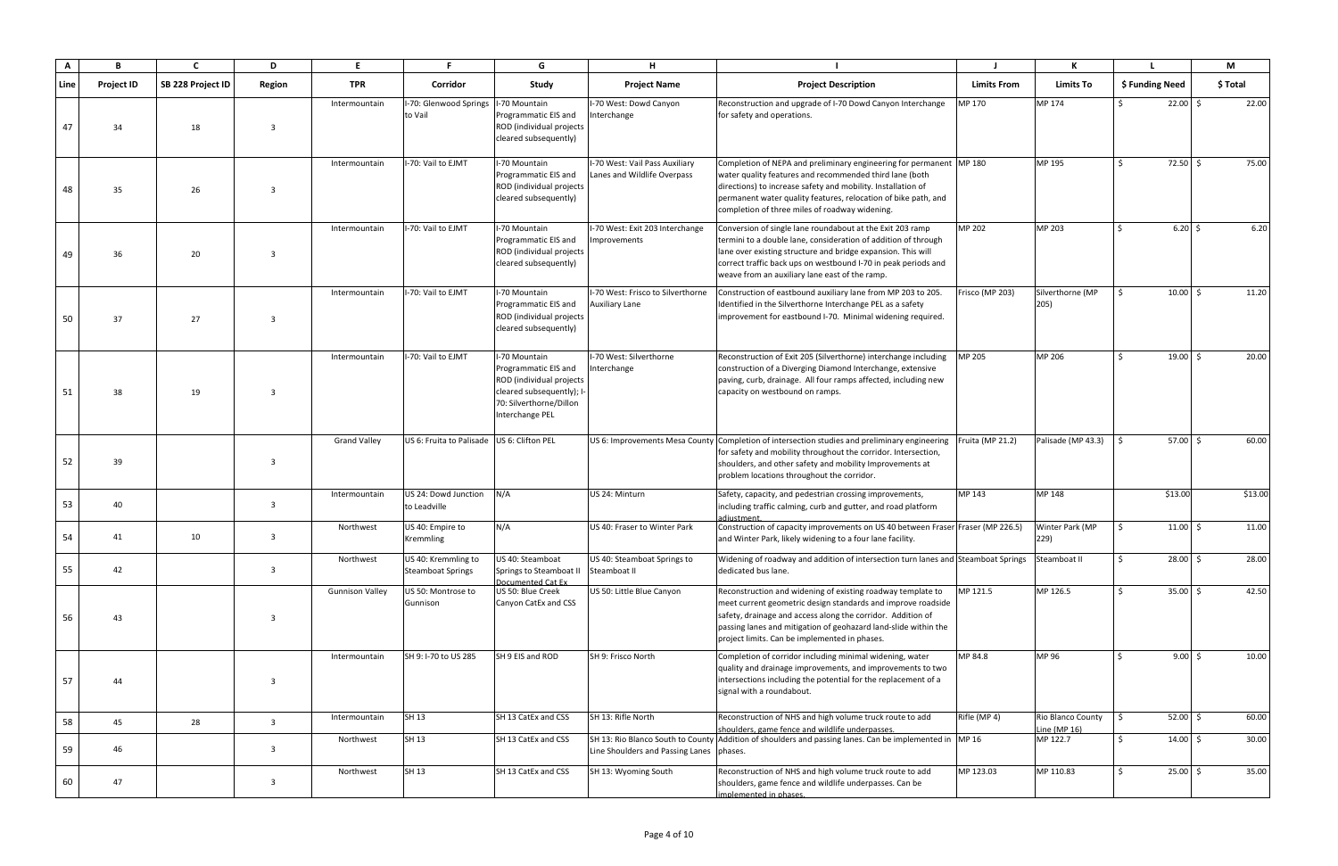| A | B | C | D | E | F | G | H | I | J | K | L | M |
|---|---|---|---|---|---|---|---|---|---|---|---|---|
| Line | Project ID | SB 228 Project ID | Region | TPR | Corridor | Study | Project Name | Project Description | Limits From | Limits To | $ Funding Need | $ Total |
| 47 | 34 | 18 | 3 | Intermountain | I-70: Glenwood Springs to Vail | I-70 Mountain Programmatic EIS and ROD (individual projects cleared subsequently) | I-70 West: Dowd Canyon Interchange | Reconstruction and upgrade of I-70 Dowd Canyon Interchange for safety and operations. | MP 170 | MP 174 | $ 22.00 | $ 22.00 |
| 48 | 35 | 26 | 3 | Intermountain | I-70: Vail to EJMT | I-70 Mountain Programmatic EIS and ROD (individual projects cleared subsequently) | I-70 West: Vail Pass Auxiliary Lanes and Wildlife Overpass | Completion of NEPA and preliminary engineering for permanent water quality features and recommended third lane (both directions) to increase safety and mobility. Installation of permanent water quality features, relocation of bike path, and completion of three miles of roadway widening. | MP 180 | MP 195 | $ 72.50 | $ 75.00 |
| 49 | 36 | 20 | 3 | Intermountain | I-70: Vail to EJMT | I-70 Mountain Programmatic EIS and ROD (individual projects cleared subsequently) | I-70 West: Exit 203 Interchange Improvements | Conversion of single lane roundabout at the Exit 203 ramp termini to a double lane, consideration of addition of through lane over existing structure and bridge expansion. This will correct traffic back ups on westbound I-70 in peak periods and weave from an auxiliary lane east of the ramp. | MP 202 | MP 203 | $ 6.20 | $ 6.20 |
| 50 | 37 | 27 | 3 | Intermountain | I-70: Vail to EJMT | I-70 Mountain Programmatic EIS and ROD (individual projects cleared subsequently) | I-70 West: Frisco to Silverthorne Auxiliary Lane | Construction of eastbound auxiliary lane from MP 203 to 205. Identified in the Silverthorne Interchange PEL as a safety improvement for eastbound I-70. Minimal widening required. | Frisco (MP 203) | Silverthorne (MP 205) | $ 10.00 | $ 11.20 |
| 51 | 38 | 19 | 3 | Intermountain | I-70: Vail to EJMT | I-70 Mountain Programmatic EIS and ROD (individual projects cleared subsequently); I-70: Silverthorne/Dillon Interchange PEL | I-70 West: Silverthorne Interchange | Reconstruction of Exit 205 (Silverthorne) interchange including construction of a Diverging Diamond Interchange, extensive paving, curb, drainage. All four ramps affected, including new capacity on westbound on ramps. | MP 205 | MP 206 | $ 19.00 | $ 20.00 |
| 52 | 39 | | 3 | Grand Valley | US 6: Fruita to Palisade | US 6: Clifton PEL | US 6: Improvements Mesa County | Completion of intersection studies and preliminary engineering for safety and mobility throughout the corridor. Intersection, shoulders, and other safety and mobility Improvements at problem locations throughout the corridor. | Fruita (MP 21.2) | Palisade (MP 43.3) | $ 57.00 | $ 60.00 |
| 53 | 40 | | 3 | Intermountain | US 24: Dowd Junction to Leadville | N/A | US 24: Minturn | Safety, capacity, and pedestrian crossing improvements, including traffic calming, curb and gutter, and road platform adjustment. | MP 143 | MP 148 | $13.00 | $13.00 |
| 54 | 41 | 10 | 3 | Northwest | US 40: Empire to Kremmling | N/A | US 40: Fraser to Winter Park | Construction of capacity improvements on US 40 between Fraser and Winter Park, likely widening to a four lane facility. | Fraser (MP 226.5) | Winter Park (MP 229) | $ 11.00 | $ 11.00 |
| 55 | 42 | | 3 | Northwest | US 40: Kremmling to Steamboat Springs | US 40: Steamboat Springs to Steamboat II Documented Cat Ex | US 40: Steamboat Springs to Steamboat II | Widening of roadway and addition of intersection turn lanes and dedicated bus lane. | Steamboat Springs | Steamboat II | $ 28.00 | $ 28.00 |
| 56 | 43 | | 3 | Gunnison Valley | US 50: Montrose to Gunnison | US 50: Blue Creek Canyon CatEx and CSS | US 50: Little Blue Canyon | Reconstruction and widening of existing roadway template to meet current geometric design standards and improve roadside safety, drainage and access along the corridor. Addition of passing lanes and mitigation of geohazard land-slide within the project limits. Can be implemented in phases. | MP 121.5 | MP 126.5 | $ 35.00 | $ 42.50 |
| 57 | 44 | | 3 | Intermountain | SH 9: I-70 to US 285 | SH 9 EIS and ROD | SH 9: Frisco North | Completion of corridor including minimal widening, water quality and drainage improvements, and improvements to two intersections including the potential for the replacement of a signal with a roundabout. | MP 84.8 | MP 96 | $ 9.00 | $ 10.00 |
| 58 | 45 | 28 | 3 | Intermountain | SH 13 | SH 13 CatEx and CSS | SH 13: Rifle North | Reconstruction of NHS and high volume truck route to add shoulders, game fence and wildlife underpasses. | Rifle (MP 4) | Rio Blanco County Line (MP 16) | $ 52.00 | $ 60.00 |
| 59 | 46 | | 3 | Northwest | SH 13 | SH 13 CatEx and CSS | SH 13: Rio Blanco South to County Line Shoulders and Passing Lanes | Addition of shoulders and passing lanes. Can be implemented in phases. | MP 16 | MP 122.7 | $ 14.00 | $ 30.00 |
| 60 | 47 | | 3 | Northwest | SH 13 | SH 13 CatEx and CSS | SH 13: Wyoming South | Reconstruction of NHS and high volume truck route to add shoulders, game fence and wildlife underpasses. Can be implemented in phases. | MP 123.03 | MP 110.83 | $ 25.00 | $ 35.00 |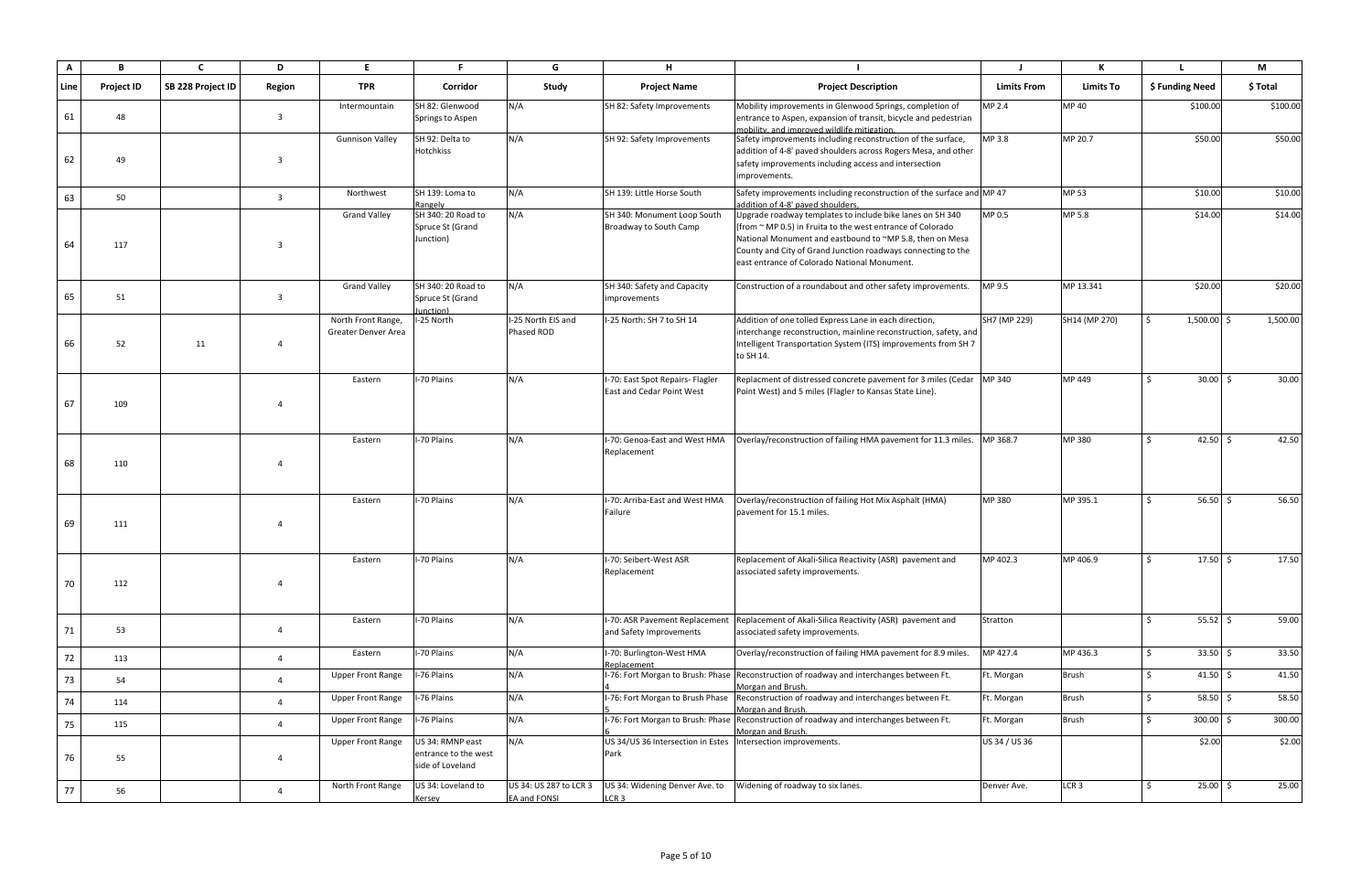| A | B | C | D | E | F | G | H | I | J | K | L | M |
|---|---|---|---|---|---|---|---|---|---|---|---|---|
| Line | Project ID | SB 228 Project ID | Region | TPR | Corridor | Study | Project Name | Project Description | Limits From | Limits To | $ Funding Need | $ Total |
| 61 | 48 | | 3 | Intermountain | SH 82: Glenwood Springs to Aspen | N/A | SH 82: Safety Improvements | Mobility improvements in Glenwood Springs, completion of entrance to Aspen, expansion of transit, bicycle and pedestrian mobility, and improved wildlife mitigation. | MP 2.4 | MP 40 | $100.00 | $100.00 |
| 62 | 49 | | 3 | Gunnison Valley | SH 92: Delta to Hotchkiss | N/A | SH 92: Safety Improvements | Safety improvements including reconstruction of the surface, addition of 4-8' paved shoulders across Rogers Mesa, and other safety improvements including access and intersection improvements. | MP 3.8 | MP 20.7 | $50.00 | $50.00 |
| 63 | 50 | | 3 | Northwest | SH 139: Loma to Rangely | N/A | SH 139: Little Horse South | Safety improvements including reconstruction of the surface and addition of 4-8' paved shoulders. | MP 47 | MP 53 | $10.00 | $10.00 |
| 64 | 117 | | 3 | Grand Valley | SH 340: 20 Road to Spruce St (Grand Junction) | N/A | SH 340: Monument Loop South Broadway to South Camp | Upgrade roadway templates to include bike lanes on SH 340 (from ~ MP 0.5) in Fruita to the west entrance of Colorado National Monument and eastbound to ~MP 5.8, then on Mesa County and City of Grand Junction roadways connecting to the east entrance of Colorado National Monument. | MP 0.5 | MP 5.8 | $14.00 | $14.00 |
| 65 | 51 | | 3 | Grand Valley | SH 340: 20 Road to Spruce St (Grand Junction) | N/A | SH 340: Safety and Capacity improvements | Construction of a roundabout and other safety improvements. | MP 9.5 | MP 13.341 | $20.00 | $20.00 |
| 66 | 52 | 11 | 4 | North Front Range, Greater Denver Area | I-25 North | I-25 North EIS and Phased ROD | I-25 North: SH 7 to SH 14 | Addition of one tolled Express Lane in each direction, interchange reconstruction, mainline reconstruction, safety, and Intelligent Transportation System (ITS) improvements from SH 7 to SH 14. | SH7 (MP 229) | SH14 (MP 270) | $ 1,500.00 | $ 1,500.00 |
| 67 | 109 | | 4 | Eastern | I-70 Plains | N/A | I-70: East Spot Repairs- Flagler East and Cedar Point West | Replacment of distressed concrete pavement for 3 miles (Cedar Point West) and 5 miles (Flagler to Kansas State Line). | MP 340 | MP 449 | $ 30.00 | $ 30.00 |
| 68 | 110 | | 4 | Eastern | I-70 Plains | N/A | I-70: Genoa-East and West HMA Replacement | Overlay/reconstruction of failing HMA pavement for 11.3 miles. | MP 368.7 | MP 380 | $ 42.50 | $ 42.50 |
| 69 | 111 | | 4 | Eastern | I-70 Plains | N/A | I-70: Arriba-East and West HMA Failure | Overlay/reconstruction of failing Hot Mix Asphalt (HMA) pavement for 15.1 miles. | MP 380 | MP 395.1 | $ 56.50 | $ 56.50 |
| 70 | 112 | | 4 | Eastern | I-70 Plains | N/A | I-70: Seibert-West ASR Replacement | Replacement of Akali-Silica Reactivity (ASR) pavement and associated safety improvements. | MP 402.3 | MP 406.9 | $ 17.50 | $ 17.50 |
| 71 | 53 | | 4 | Eastern | I-70 Plains | N/A | I-70: ASR Pavement Replacement and Safety Improvements | Replacement of Akali-Silica Reactivity (ASR) pavement and associated safety improvements. | Stratton | | $ 55.52 | $ 59.00 |
| 72 | 113 | | 4 | Eastern | I-70 Plains | N/A | I-70: Burlington-West HMA Replacement | Overlay/reconstruction of failing HMA pavement for 8.9 miles. | MP 427.4 | MP 436.3 | $ 33.50 | $ 33.50 |
| 73 | 54 | | 4 | Upper Front Range | I-76 Plains | N/A | I-76: Fort Morgan to Brush: Phase 4 | Reconstruction of roadway and interchanges between Ft. Morgan and Brush. | Ft. Morgan | Brush | $ 41.50 | $ 41.50 |
| 74 | 114 | | 4 | Upper Front Range | I-76 Plains | N/A | I-76: Fort Morgan to Brush Phase 5 | Reconstruction of roadway and interchanges between Ft. Morgan and Brush. | Ft. Morgan | Brush | $ 58.50 | $ 58.50 |
| 75 | 115 | | 4 | Upper Front Range | I-76 Plains | N/A | I-76: Fort Morgan to Brush: Phase 6 | Reconstruction of roadway and interchanges between Ft. Morgan and Brush. | Ft. Morgan | Brush | $ 300.00 | $ 300.00 |
| 76 | 55 | | 4 | Upper Front Range | US 34: RMNP east entrance to the west side of Loveland | N/A | US 34/US 36 Intersection in Estes Park | Intersection improvements. | US 34 / US 36 | | $2.00 | $2.00 |
| 77 | 56 | | 4 | North Front Range | US 34: Loveland to Kersey | US 34: US 287 to LCR 3 EA and FONSI | US 34: Widening Denver Ave. to LCR 3 | Widening of roadway to six lanes. | Denver Ave. | LCR 3 | $ 25.00 | $ 25.00 |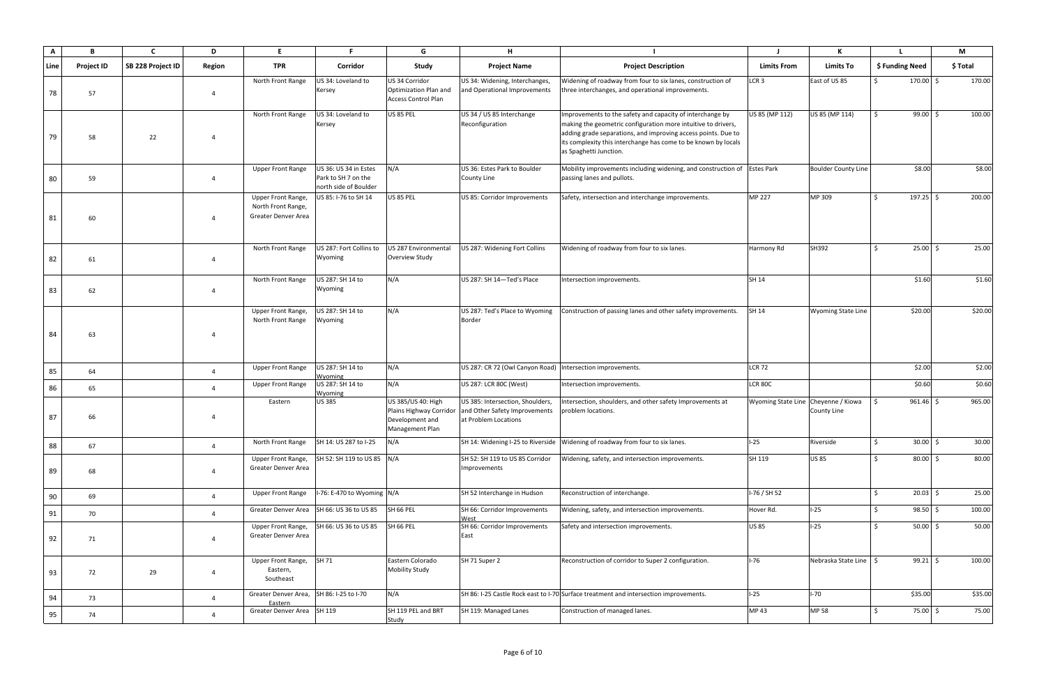| A | B | C | D | E | F | G | H | I | J | K | L | M |
|---|---|---|---|---|---|---|---|---|---|---|---|---|
| Line | Project ID | SB 228 Project ID | Region | TPR | Corridor | Study | Project Name | Project Description | Limits From | Limits To | $ Funding Need | $ Total |
| 78 | 57 | | 4 | North Front Range | US 34: Loveland to Kersey | US 34 Corridor Optimization Plan and Access Control Plan | US 34: Widening, Interchanges, and Operational Improvements | Widening of roadway from four to six lanes, construction of three interchanges, and operational improvements. | LCR 3 | East of US 85 | $ 170.00 | $ 170.00 |
| 79 | 58 | 22 | 4 | North Front Range | US 34: Loveland to Kersey | US 85 PEL | US 34 / US 85 Interchange Reconfiguration | Improvements to the safety and capacity of interchange by making the geometric configuration more intuitive to drivers, adding grade separations, and improving access points. Due to its complexity this interchange has come to be known by locals as Spaghetti Junction. | US 85 (MP 112) | US 85 (MP 114) | $ 99.00 | $ 100.00 |
| 80 | 59 | | 4 | Upper Front Range | US 36: US 34 in Estes Park to SH 7 on the north side of Boulder | N/A | US 36: Estes Park to Boulder County Line | Mobility improvements including widening, and construction of passing lanes and pullots. | Estes Park | Boulder County Line | $8.00 | $8.00 |
| 81 | 60 | | 4 | Upper Front Range, North Front Range, Greater Denver Area | US 85: I-76 to SH 14 | US 85 PEL | US 85: Corridor Improvements | Safety, intersection and interchange improvements. | MP 227 | MP 309 | $ 197.25 | $ 200.00 |
| 82 | 61 | | 4 | North Front Range | US 287: Fort Collins to Wyoming | US 287 Environmental Overview Study | US 287: Widening Fort Collins | Widening of roadway from four to six lanes. | Harmony Rd | SH392 | $ 25.00 | $ 25.00 |
| 83 | 62 | | 4 | North Front Range | US 287: SH 14 to Wyoming | N/A | US 287: SH 14—Ted's Place | Intersection improvements. | SH 14 | | $1.60 | $1.60 |
| 84 | 63 | | 4 | Upper Front Range, North Front Range | US 287: SH 14 to Wyoming | N/A | US 287: Ted's Place to Wyoming Border | Construction of passing lanes and other safety improvements. | SH 14 | Wyoming State Line | $20.00 | $20.00 |
| 85 | 64 | | 4 | Upper Front Range | US 287: SH 14 to Wyoming | N/A | US 287: CR 72 (Owl Canyon Road) | Intersection improvements. | LCR 72 | | $2.00 | $2.00 |
| 86 | 65 | | 4 | Upper Front Range | US 287: SH 14 to Wyoming | N/A | US 287: LCR 80C (West) | Intersection improvements. | LCR 80C | | $0.60 | $0.60 |
| 87 | 66 | | 4 | Eastern | US 385 | US 385/US 40: High Plains Highway Corridor Development and Management Plan | US 385: Intersection, Shoulders, and Other Safety Improvements at Problem Locations | Intersection, shoulders, and other safety Improvements at problem locations. | Wyoming State Line | Cheyenne / Kiowa County Line | $ 961.46 | $ 965.00 |
| 88 | 67 | | 4 | North Front Range | SH 14: US 287 to I-25 | N/A | SH 14: Widening I-25 to Riverside | Widening of roadway from four to six lanes. | I-25 | Riverside | $ 30.00 | $ 30.00 |
| 89 | 68 | | 4 | Upper Front Range, Greater Denver Area | SH 52: SH 119 to US 85 | N/A | SH 52: SH 119 to US 85 Corridor Improvements | Widening, safety, and intersection improvements. | SH 119 | US 85 | $ 80.00 | $ 80.00 |
| 90 | 69 | | 4 | Upper Front Range | I-76: E-470 to Wyoming | N/A | SH 52 Interchange in Hudson | Reconstruction of interchange. | I-76 / SH 52 | | $ 20.03 | $ 25.00 |
| 91 | 70 | | 4 | Greater Denver Area | SH 66: US 36 to US 85 | SH 66 PEL | SH 66: Corridor Improvements West | Widening, safety, and intersection improvements. | Hover Rd. | I-25 | $ 98.50 | $ 100.00 |
| 92 | 71 | | 4 | Upper Front Range, Greater Denver Area | SH 66: US 36 to US 85 | SH 66 PEL | SH 66: Corridor Improvements East | Safety and intersection improvements. | US 85 | I-25 | $ 50.00 | $ 50.00 |
| 93 | 72 | 29 | 4 | Upper Front Range, Eastern, Southeast | SH 71 | Eastern Colorado Mobility Study | SH 71 Super 2 | Reconstruction of corridor to Super 2 configuration. | I-76 | Nebraska State Line | $ 99.21 | $ 100.00 |
| 94 | 73 | | 4 | Greater Denver Area, Eastern | SH 86: I-25 to I-70 | N/A | SH 86: I-25 Castle Rock east to I-70 | Surface treatment and intersection improvements. | I-25 | I-70 | $35.00 | $35.00 |
| 95 | 74 | | 4 | Greater Denver Area | SH 119 | SH 119 PEL and BRT Study | SH 119: Managed Lanes | Construction of managed lanes. | MP 43 | MP 58 | $ 75.00 | $ 75.00 |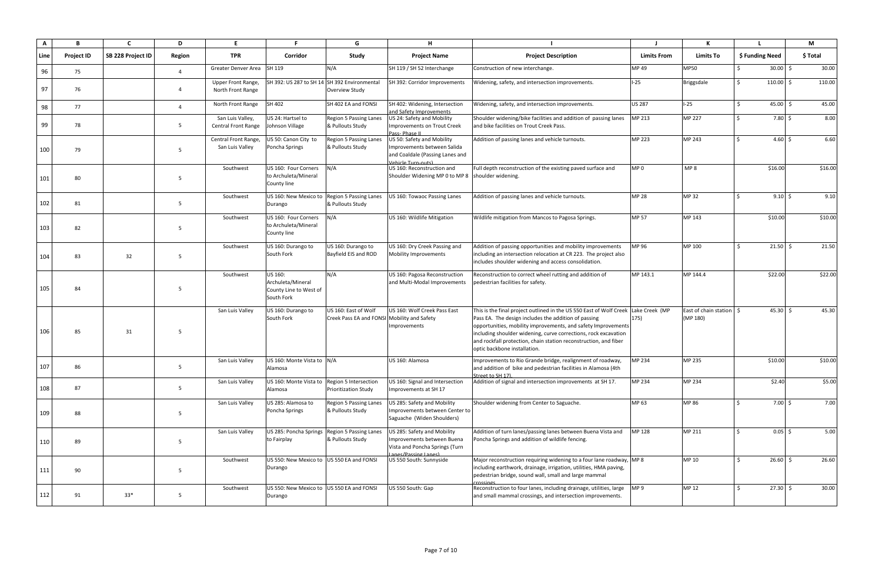| A | B | C | D | E | F | G | H | I | J | K | L | M |
|---|---|---|---|---|---|---|---|---|---|---|---|---|
| Line | Project ID | SB 228 Project ID | Region | TPR | Corridor | Study | Project Name | Project Description | Limits From | Limits To | $ Funding Need | $ Total |
| 96 | 75 | | 4 | Greater Denver Area | SH 119 | N/A | SH 119 / SH 52 Interchange | Construction of new interchange. | MP 49 | MP50 | $ 30.00 | $ 30.00 |
| 97 | 76 | | 4 | Upper Front Range, North Front Range | SH 392: US 287 to SH 14 | SH 392 Environmental Overview Study | SH 392: Corridor Improvements | Widening, safety, and intersection improvements. | I-25 | Briggsdale | $ 110.00 | $ 110.00 |
| 98 | 77 | | 4 | North Front Range | SH 402 | SH 402 EA and FONSI | SH 402: Widening, Intersection and Safety Improvements | Widening, safety, and intersection improvements. | US 287 | I-25 | $ 45.00 | $ 45.00 |
| 99 | 78 | | 5 | San Luis Valley, Central Front Range | US 24: Hartsel to Johnson Village | Region 5 Passing Lanes & Pullouts Study | US 24: Safety and Mobility Improvements on Trout Creek Pass- Phase II | Shoulder widening/bike facilities and addition of passing lanes and bike facilities on Trout Creek Pass. | MP 213 | MP 227 | $ 7.80 | $ 8.00 |
| 100 | 79 | | 5 | Central Front Range, San Luis Valley | US 50: Canon City to Poncha Springs | Region 5 Passing Lanes & Pullouts Study | US 50: Safety and Mobility Improvements between Salida and Coaldale (Passing Lanes and Vehicle Turn-outs) | Addition of passing lanes and vehicle turnouts. | MP 223 | MP 243 | $ 4.60 | $ 6.60 |
| 101 | 80 | | 5 | Southwest | US 160: Four Corners to Archuleta/Mineral County line | N/A | US 160: Reconstruction and Shoulder Widening MP 0 to MP 8 | Full depth reconstruction of the existing paved surface and shoulder widening. | MP 0 | MP 8 | $16.00 | $16.00 |
| 102 | 81 | | 5 | Southwest | US 160: New Mexico to Durango | Region 5 Passing Lanes & Pullouts Study | US 160: Towaoc Passing Lanes | Addition of passing lanes and vehicle turnouts. | MP 28 | MP 32 | $ 9.10 | $ 9.10 |
| 103 | 82 | | 5 | Southwest | US 160: Four Corners to Archuleta/Mineral County line | N/A | US 160: Wildlife Mitigation | Wildlife mitigation from Mancos to Pagosa Springs. | MP 57 | MP 143 | $10.00 | $10.00 |
| 104 | 83 | 32 | 5 | Southwest | US 160: Durango to South Fork | US 160: Durango to Bayfield EIS and ROD | US 160: Dry Creek Passing and Mobility Improvements | Addition of passing opportunities and mobility improvements including an intersection relocation at CR 223. The project also includes shoulder widening and access consolidation. | MP 96 | MP 100 | $ 21.50 | $ 21.50 |
| 105 | 84 | | 5 | Southwest | US 160: Archuleta/Mineral County Line to West of South Fork | N/A | US 160: Pagosa Reconstruction and Multi-Modal Improvements | Reconstruction to correct wheel rutting and addition of pedestrian facilities for safety. | MP 143.1 | MP 144.4 | $22.00 | $22.00 |
| 106 | 85 | 31 | 5 | San Luis Valley | US 160: Durango to South Fork | US 160: East of Wolf Creek Pass EA and FONSI | US 160: Wolf Creek Pass East Mobility and Safety Improvements | This is the final project outlined in the US 550 East of Wolf Creek Pass EA. The design includes the addition of passing opportunities, mobility improvements, and safety Improvements including shoulder widening, curve corrections, rock excavation and rockfall protection, chain station reconstruction, and fiber optic backbone installation. | Lake Creek (MP 175) | East of chain station (MP 180) | $ 45.30 | $ 45.30 |
| 107 | 86 | | 5 | San Luis Valley | US 160: Monte Vista to Alamosa | N/A | US 160: Alamosa | Improvements to Rio Grande bridge, realignment of roadway, and addition of bike and pedestrian facilities in Alamosa (4th Street to SH 17). | MP 234 | MP 235 | $10.00 | $10.00 |
| 108 | 87 | | 5 | San Luis Valley | US 160: Monte Vista to Alamosa | Region 5 Intersection Prioritization Study | US 160: Signal and Intersection Improvements at SH 17 | Addition of signal and intersection improvements at SH 17. | MP 234 | MP 234 | $2.40 | $5.00 |
| 109 | 88 | | 5 | San Luis Valley | US 285: Alamosa to Poncha Springs | Region 5 Passing Lanes & Pullouts Study | US 285: Safety and Mobility Improvements between Center to Saguache (Widen Shoulders) | Shoulder widening from Center to Saguache. | MP 63 | MP 86 | $ 7.00 | $ 7.00 |
| 110 | 89 | | 5 | San Luis Valley | US 285: Poncha Springs to Fairplay | Region 5 Passing Lanes & Pullouts Study | US 285: Safety and Mobility Improvements between Buena Vista and Poncha Springs (Turn Lanes/Passing Lanes) | Addition of turn lanes/passing lanes between Buena Vista and Poncha Springs and addition of wildlife fencing. | MP 128 | MP 211 | $ 0.05 | $ 5.00 |
| 111 | 90 | | 5 | Southwest | US 550: New Mexico to Durango | US 550 EA and FONSI | US 550 South: Sunnyside | Major reconstruction requiring widening to a four lane roadway, including earthwork, drainage, irrigation, utilities, HMA paving, pedestrian bridge, sound wall, small and large mammal crossings | MP 8 | MP 10 | $ 26.60 | $ 26.60 |
| 112 | 91 | 33* | 5 | Southwest | US 550: New Mexico to Durango | US 550 EA and FONSI | US 550 South: Gap | Reconstruction to four lanes, including drainage, utilities, large and small mammal crossings, and intersection improvements. | MP 9 | MP 12 | $ 27.30 | $ 30.00 |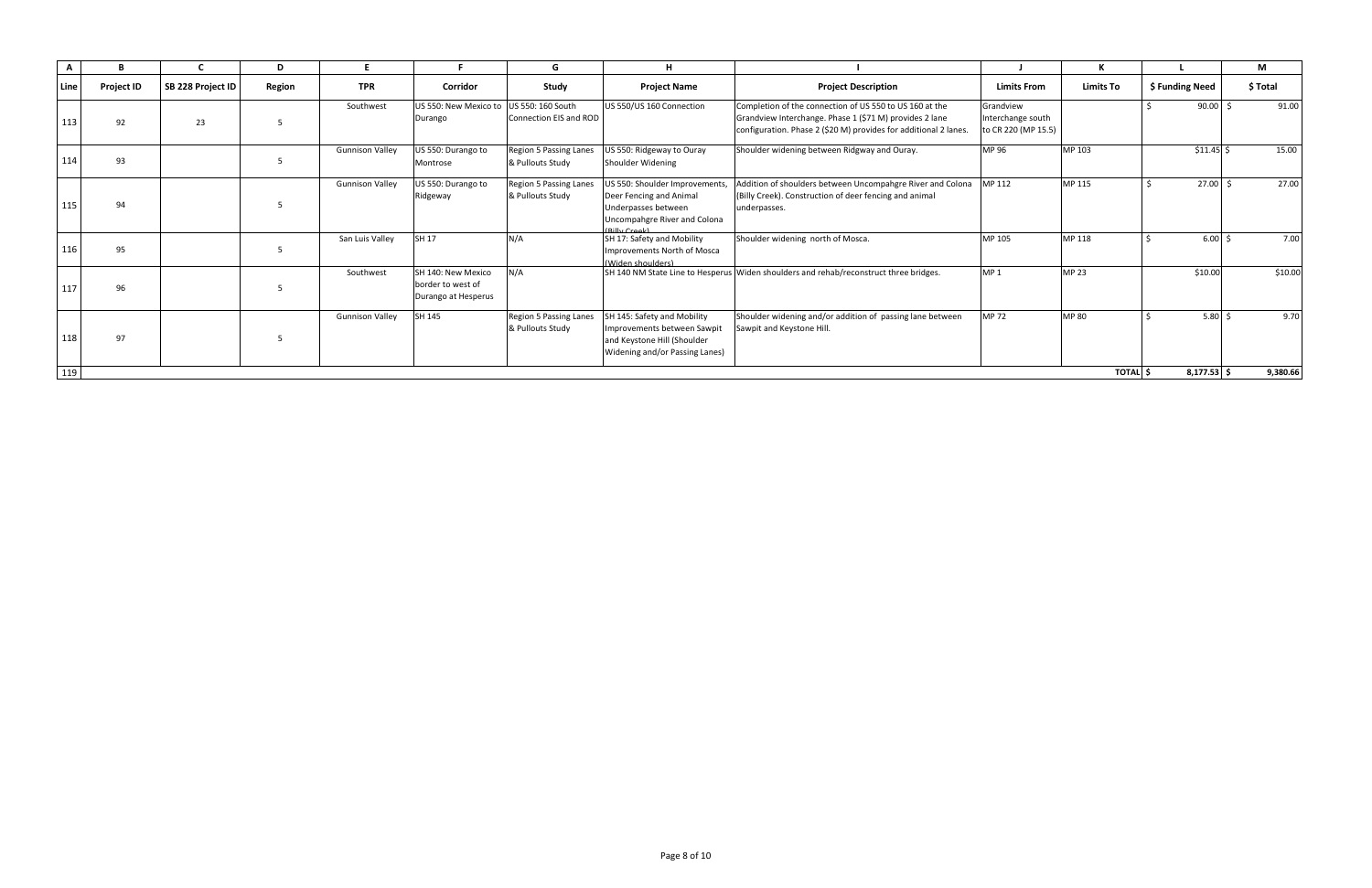| A | B | C | D | E | F | G | H | I | J | K | L | M |
|---|---|---|---|---|---|---|---|---|---|---|---|---|
| Line | Project ID | SB 228 Project ID | Region | TPR | Corridor | Study | Project Name | Project Description | Limits From | Limits To | $ Funding Need | $ Total |
| 113 | 92 | 23 | 5 | Southwest | US 550: New Mexico to Durango | US 550: 160 South Connection EIS and ROD | US 550/US 160 Connection | Completion of the connection of US 550 to US 160 at the Grandview Interchange. Phase 1 ($71 M) provides 2 lane configuration. Phase 2 ($20 M) provides for additional 2 lanes. | Grandview Interchange south to CR 220 (MP 15.5) | | $ 90.00 | $ 91.00 |
| 114 | 93 | | 5 | Gunnison Valley | US 550: Durango to Montrose | Region 5 Passing Lanes & Pullouts Study | US 550: Ridgeway to Ouray Shoulder Widening | Shoulder widening between Ridgway and Ouray. | MP 96 | MP 103 | $11.45 | $ 15.00 |
| 115 | 94 | | 5 | Gunnison Valley | US 550: Durango to Ridgeway | Region 5 Passing Lanes & Pullouts Study | US 550: Shoulder Improvements, Deer Fencing and Animal Underpasses between Uncompahgre River and Colona (Billy Creek) | Addition of shoulders between Uncompahgre River and Colona (Billy Creek). Construction of deer fencing and animal underpasses. | MP 112 | MP 115 | $ 27.00 | $ 27.00 |
| 116 | 95 | | 5 | San Luis Valley | SH 17 | N/A | SH 17: Safety and Mobility Improvements North of Mosca (Widen shoulders) | Shoulder widening north of Mosca. | MP 105 | MP 118 | $ 6.00 | $ 7.00 |
| 117 | 96 | | 5 | Southwest | SH 140: New Mexico border to west of Durango at Hesperus | N/A | SH 140 NM State Line to Hesperus | Widen shoulders and rehab/reconstruct three bridges. | MP 1 | MP 23 | $10.00 | $10.00 |
| 118 | 97 | | 5 | Gunnison Valley | SH 145 | Region 5 Passing Lanes & Pullouts Study | SH 145: Safety and Mobility Improvements between Sawpit and Keystone Hill (Shoulder Widening and/or Passing Lanes) | Shoulder widening and/or addition of passing lane between Sawpit and Keystone Hill. | MP 72 | MP 80 | $ 5.80 | $ 9.70 |
| 119 | | | | | | | | | | TOTAL | $ 8,177.53 | $ 9,380.66 |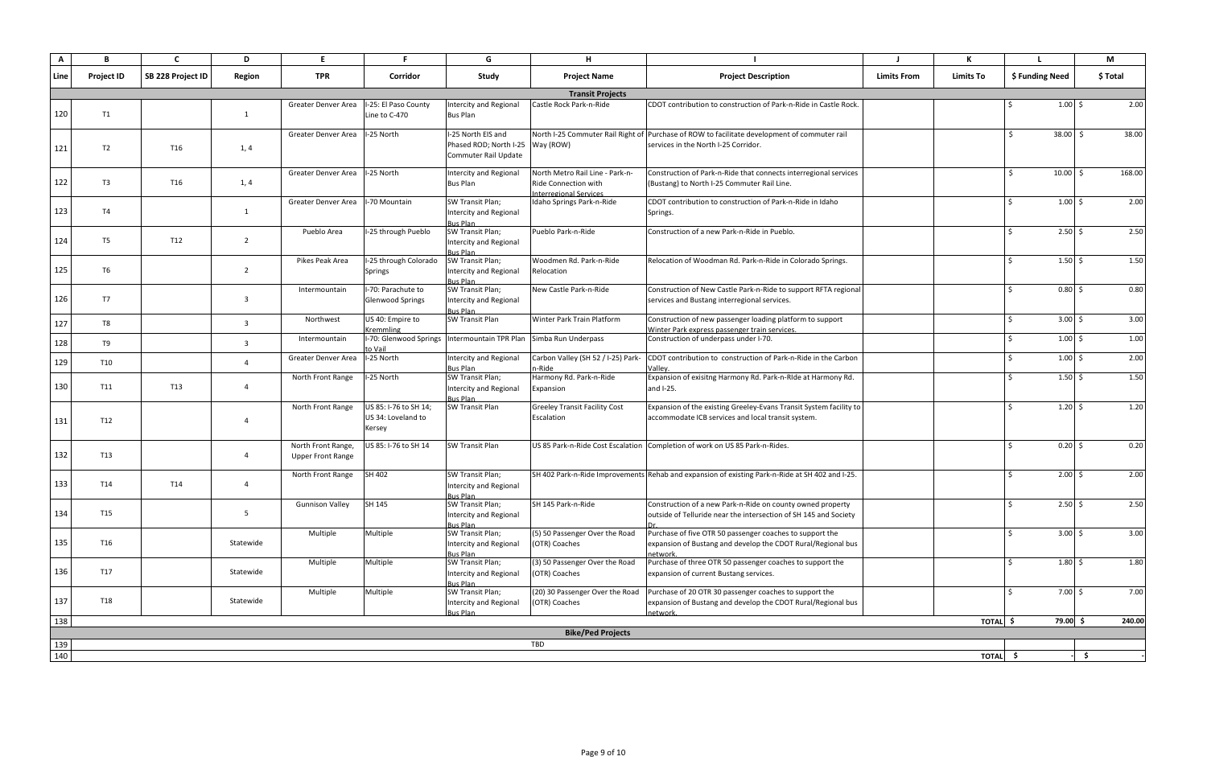| A | B | C | D | E | F | G | H | I | J | K | L | M |
|---|---|---|---|---|---|---|---|---|---|---|---|---|
| Line | Project ID | SB 228 Project ID | Region | TPR | Corridor | Study | Project Name | Project Description | Limits From | Limits To | $ Funding Need | $ Total |
| | | | | | | | **Transit Projects** | | | | | |
| 120 | T1 | | 1 | Greater Denver Area | I-25: El Paso County Line to C-470 | Intercity and Regional Bus Plan | Castle Rock Park-n-Ride | CDOT contribution to construction of Park-n-Ride in Castle Rock. | | | $ 1.00 | $ 2.00 |
| 121 | T2 | T16 | 1, 4 | Greater Denver Area | I-25 North | I-25 North EIS and Phased ROD; North I-25 Commuter Rail Update | North I-25 Commuter Rail Right of Way (ROW) | Purchase of ROW to facilitate development of commuter rail services in the North I-25 Corridor. | | | $ 38.00 | $ 38.00 |
| 122 | T3 | T16 | 1, 4 | Greater Denver Area | I-25 North | Intercity and Regional Bus Plan | North Metro Rail Line - Park-n-Ride Connection with Interregional Services | Construction of Park-n-Ride that connects interregional services (Bustang) to North I-25 Commuter Rail Line. | | | $ 10.00 | $ 168.00 |
| 123 | T4 | | 1 | Greater Denver Area | I-70 Mountain | SW Transit Plan; Intercity and Regional Bus Plan | Idaho Springs Park-n-Ride | CDOT contribution to construction of Park-n-Ride in Idaho Springs. | | | $ 1.00 | $ 2.00 |
| 124 | T5 | T12 | 2 | Pueblo Area | I-25 through Pueblo | SW Transit Plan; Intercity and Regional Bus Plan | Pueblo Park-n-Ride | Construction of a new Park-n-Ride in Pueblo. | | | $ 2.50 | $ 2.50 |
| 125 | T6 | | 2 | Pikes Peak Area | I-25 through Colorado Springs | SW Transit Plan; Intercity and Regional Bus Plan | Woodmen Rd. Park-n-Ride Relocation | Relocation of Woodman Rd. Park-n-Ride in Colorado Springs. | | | $ 1.50 | $ 1.50 |
| 126 | T7 | | 3 | Intermountain | I-70: Parachute to Glenwood Springs | SW Transit Plan; Intercity and Regional Bus Plan | New Castle Park-n-Ride | Construction of New Castle Park-n-Ride to support RFTA regional services and Bustang interregional services. | | | $ 0.80 | $ 0.80 |
| 127 | T8 | | 3 | Northwest | US 40: Empire to Kremmling | SW Transit Plan | Winter Park Train Platform | Construction of new passenger loading platform to support Winter Park express passenger train services. | | | $ 3.00 | $ 3.00 |
| 128 | T9 | | 3 | Intermountain | I-70: Glenwood Springs to Vail | Intermountain TPR Plan | Simba Run Underpass | Construction of underpass under I-70. | | | $ 1.00 | $ 1.00 |
| 129 | T10 | | 4 | Greater Denver Area | I-25 North | Intercity and Regional Bus Plan | Carbon Valley (SH 52 / I-25) Park-n-Ride | CDOT contribution to construction of Park-n-Ride in the Carbon Valley. | | | $ 1.00 | $ 2.00 |
| 130 | T11 | T13 | 4 | North Front Range | I-25 North | SW Transit Plan; Intercity and Regional Bus Plan | Harmony Rd. Park-n-Ride Expansion | Expansion of exisitng Harmony Rd. Park-n-RIde at Harmony Rd. and I-25. | | | $ 1.50 | $ 1.50 |
| 131 | T12 | | 4 | North Front Range | US 85: I-76 to SH 14; US 34: Loveland to Kersey | SW Transit Plan | Greeley Transit Facility Cost Escalation | Expansion of the existing Greeley-Evans Transit System facility to accommodate ICB services and local transit system. | | | $ 1.20 | $ 1.20 |
| 132 | T13 | | 4 | North Front Range, Upper Front Range | US 85: I-76 to SH 14 | SW Transit Plan | US 85 Park-n-Ride Cost Escalation | Completion of work on US 85 Park-n-Rides. | | | $ 0.20 | $ 0.20 |
| 133 | T14 | T14 | 4 | North Front Range | SH 402 | SW Transit Plan; Intercity and Regional Bus Plan | SH 402 Park-n-Ride Improvements | Rehab and expansion of existing Park-n-Ride at SH 402 and I-25. | | | $ 2.00 | $ 2.00 |
| 134 | T15 | | 5 | Gunnison Valley | SH 145 | SW Transit Plan; Intercity and Regional Bus Plan | SH 145 Park-n-Ride | Construction of a new Park-n-Ride on county owned property outside of Telluride near the intersection of SH 145 and Society Dr. | | | $ 2.50 | $ 2.50 |
| 135 | T16 | | Statewide | Multiple | Multiple | SW Transit Plan; Intercity and Regional Bus Plan | (5) 50 Passenger Over the Road (OTR) Coaches | Purchase of five OTR 50 passenger coaches to support the expansion of Bustang and develop the CDOT Rural/Regional bus network. | | | $ 3.00 | $ 3.00 |
| 136 | T17 | | Statewide | Multiple | Multiple | SW Transit Plan; Intercity and Regional Bus Plan | (3) 50 Passenger Over the Road (OTR) Coaches | Purchase of three OTR 50 passenger coaches to support the expansion of current Bustang services. | | | $ 1.80 | $ 1.80 |
| 137 | T18 | | Statewide | Multiple | Multiple | SW Transit Plan; Intercity and Regional Bus Plan | (20) 30 Passenger Over the Road (OTR) Coaches | Purchase of 20 OTR 30 passenger coaches to support the expansion of Bustang and develop the CDOT Rural/Regional bus network. | | | $ 7.00 | $ 7.00 |
| 138 | | | | | | | | | | TOTAL | $ 79.00 | $ 240.00 |
| | | | | | | | **Bike/Ped Projects** | | | | | |
| 139 | | | | | | | TBD | | | | | |
| 140 | | | | | | | | | | TOTAL | $ - | $ - |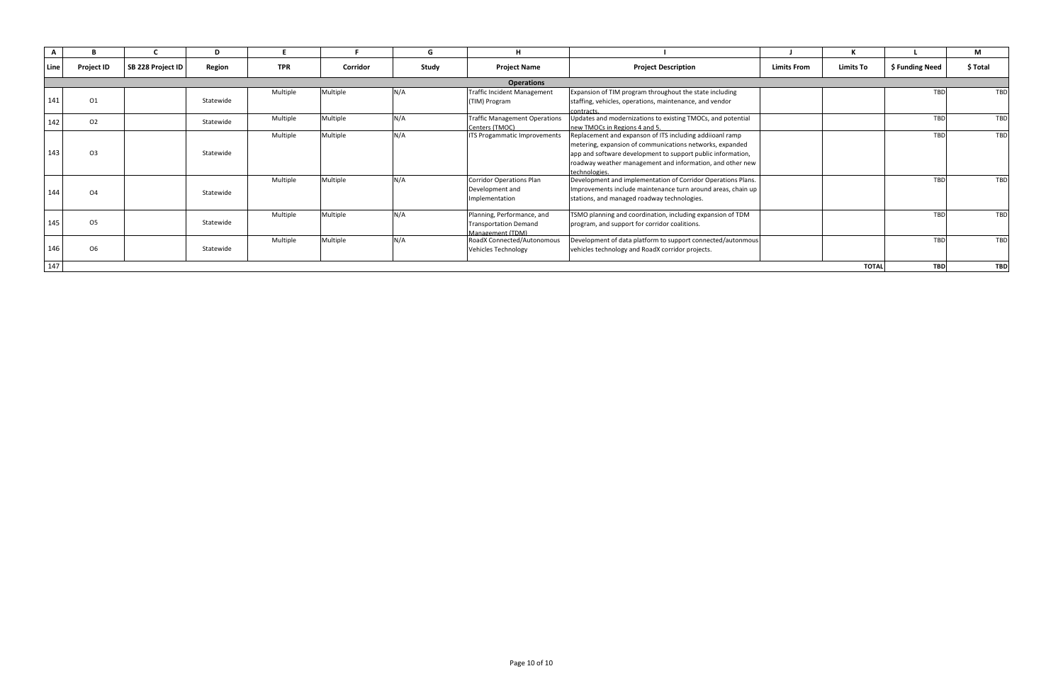| A | B | C | D | E | F | G | H | I | J | K | L | M |
|---|---|---|---|---|---|---|---|---|---|---|---|---|
| Line | Project ID | SB 228 Project ID | Region | TPR | Corridor | Study | Project Name | Project Description | Limits From | Limits To | $ Funding Need | $ Total |
| | | | | | | | **Operations** | | | | | |
| 141 | O1 | | Statewide | Multiple | Multiple | N/A | Traffic Incident Management (TIM) Program | Expansion of TIM program throughout the state including staffing, vehicles, operations, maintenance, and vendor contracts. | | | TBD | TBD |
| 142 | O2 | | Statewide | Multiple | Multiple | N/A | Traffic Management Operations Centers (TMOC) | Updates and modernizations to existing TMOCs, and potential new TMOCs in Regions 4 and 5. | | | TBD | TBD |
| 143 | O3 | | Statewide | Multiple | Multiple | N/A | ITS Progammatic Improvements | Replacement and expanson of ITS including addiioanl ramp metering, expansion of communications networks, expanded app and software development to support public information, roadway weather management and information, and other new technologies. | | | TBD | TBD |
| 144 | O4 | | Statewide | Multiple | Multiple | N/A | Corridor Operations Plan Development and Implementation | Development and implementation of Corridor Operations Plans. Improvements include maintenance turn around areas, chain up stations, and managed roadway technologies. | | | TBD | TBD |
| 145 | O5 | | Statewide | Multiple | Multiple | N/A | Planning, Performance, and Transportation Demand Management (TDM) | TSMO planning and coordination, including expansion of TDM program, and support for corridor coalitions. | | | TBD | TBD |
| 146 | O6 | | Statewide | Multiple | Multiple | N/A | RoadX Connected/Autonomous Vehicles Technology | Development of data platform to support connected/autonmous vehicles technology and RoadX corridor projects. | | | TBD | TBD |
| 147 | | | | | | | | | | **TOTAL** | **TBD** | **TBD** |